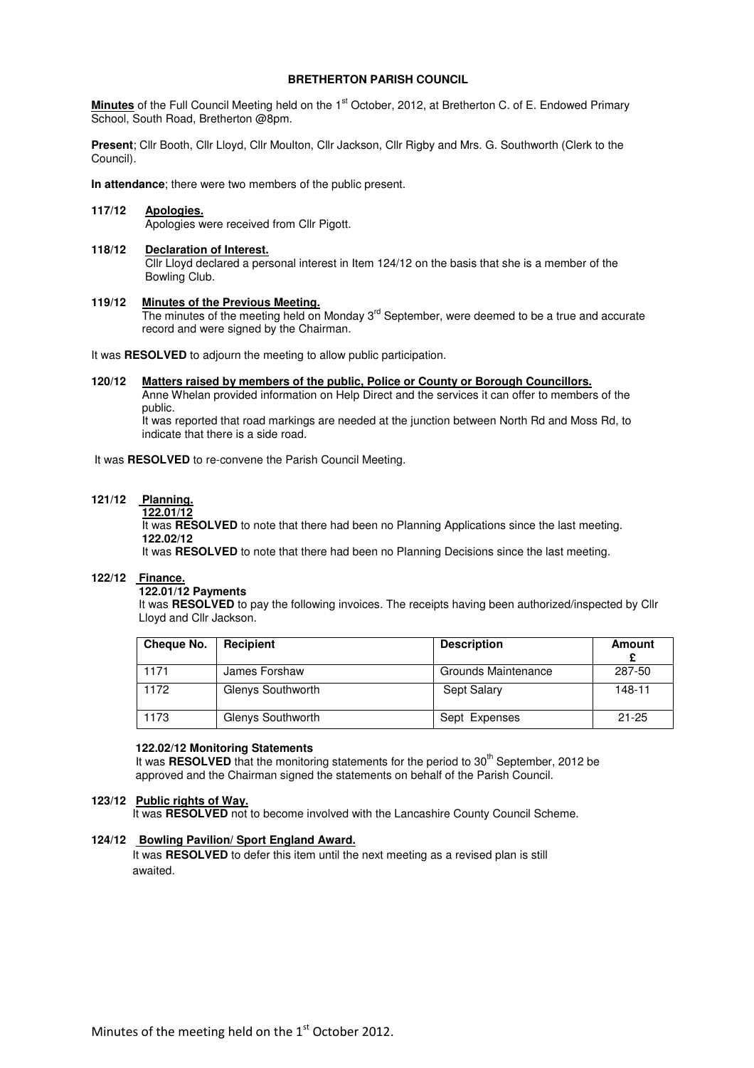**BRETHERTON PARISH COUNCIL**

**Minutes** of the Full Council Meeting held on the 1st October, 2012, at Bretherton C. of E. Endowed Primary School, South Road, Bretherton @8pm.

**Present**; Cllr Booth, Cllr Lloyd, Cllr Moulton, Cllr Jackson, Cllr Rigby and Mrs. G. Southworth (Clerk to the Council).

**In attendance**; there were two members of the public present.

**117/12 Apologies.**

Apologies were received from Cllr Pigott.

**118/12 Declaration of Interest.**

Cllr Lloyd declared a personal interest in Item 124/12 on the basis that she is a member of the Bowling Club.

**119/12 Minutes of the Previous Meeting.**

The minutes of the meeting held on Monday 3rd September, were deemed to be a true and accurate record and were signed by the Chairman.

It was **RESOLVED** to adjourn the meeting to allow public participation.

**120/12 Matters raised by members of the public, Police or County or Borough Councillors.**

Anne Whelan provided information on Help Direct and the services it can offer to members of the public.

It was reported that road markings are needed at the junction between North Rd and Moss Rd, to indicate that there is a side road.

It was **RESOLVED** to re-convene the Parish Council Meeting.

**121/12 Planning.**

**122.01/12**

It was **RESOLVED** to note that there had been no Planning Applications since the last meeting.

**122.02/12**

It was **RESOLVED** to note that there had been no Planning Decisions since the last meeting.

**122/12 Finance.**

**122.01/12 Payments**

It was **RESOLVED** to pay the following invoices. The receipts having been authorized/inspected by Cllr Lloyd and Cllr Jackson.

| Cheque No. | Recipient | Description | Amount £ |
|---|---|---|---|
| 1171 | James Forshaw | Grounds Maintenance | 287-50 |
| 1172 | Glenys Southworth | Sept Salary | 148-11 |
| 1173 | Glenys Southworth | Sept Expenses | 21-25 |

**122.02/12 Monitoring Statements**

It was **RESOLVED** that the monitoring statements for the period to 30th September, 2012 be approved and the Chairman signed the statements on behalf of the Parish Council.

**123/12 Public rights of Way.**

It was **RESOLVED** not to become involved with the Lancashire County Council Scheme.

**124/12 Bowling Pavilion/ Sport England Award.**

It was **RESOLVED** to defer this item until the next meeting as a revised plan is still awaited.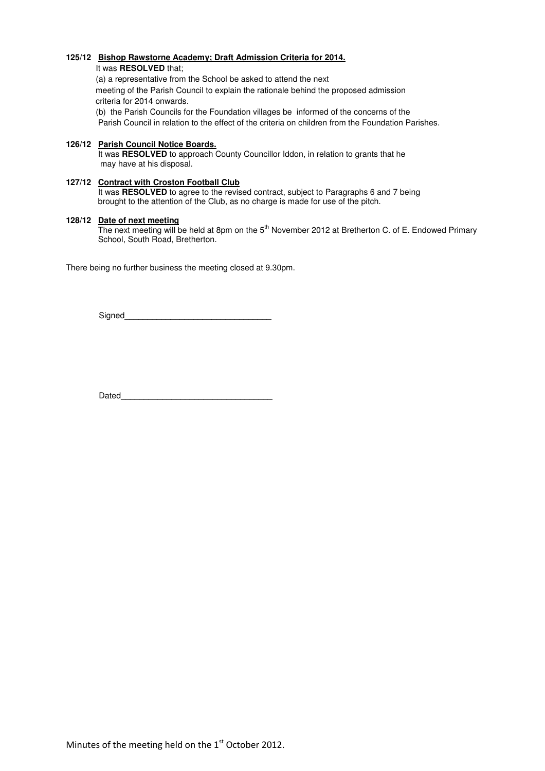**125/12 Bishop Rawstorne Academy; Draft Admission Criteria for 2014.**

It was **RESOLVED** that;

(a) a representative from the School be asked to attend the next meeting of the Parish Council to explain the rationale behind the proposed admission criteria for 2014 onwards.

(b) the Parish Councils for the Foundation villages be informed of the concerns of the Parish Council in relation to the effect of the criteria on children from the Foundation Parishes.

**126/12 Parish Council Notice Boards.**

It was **RESOLVED** to approach County Councillor Iddon, in relation to grants that he may have at his disposal.

**127/12 Contract with Croston Football Club**

It was **RESOLVED** to agree to the revised contract, subject to Paragraphs 6 and 7 being brought to the attention of the Club, as no charge is made for use of the pitch.

**128/12 Date of next meeting**

The next meeting will be held at 8pm on the 5th November 2012 at Bretherton C. of E. Endowed Primary School, South Road, Bretherton.

There being no further business the meeting closed at 9.30pm.

Signed________________________________

Dated_________________________________

Minutes of the meeting held on the 1st October 2012.